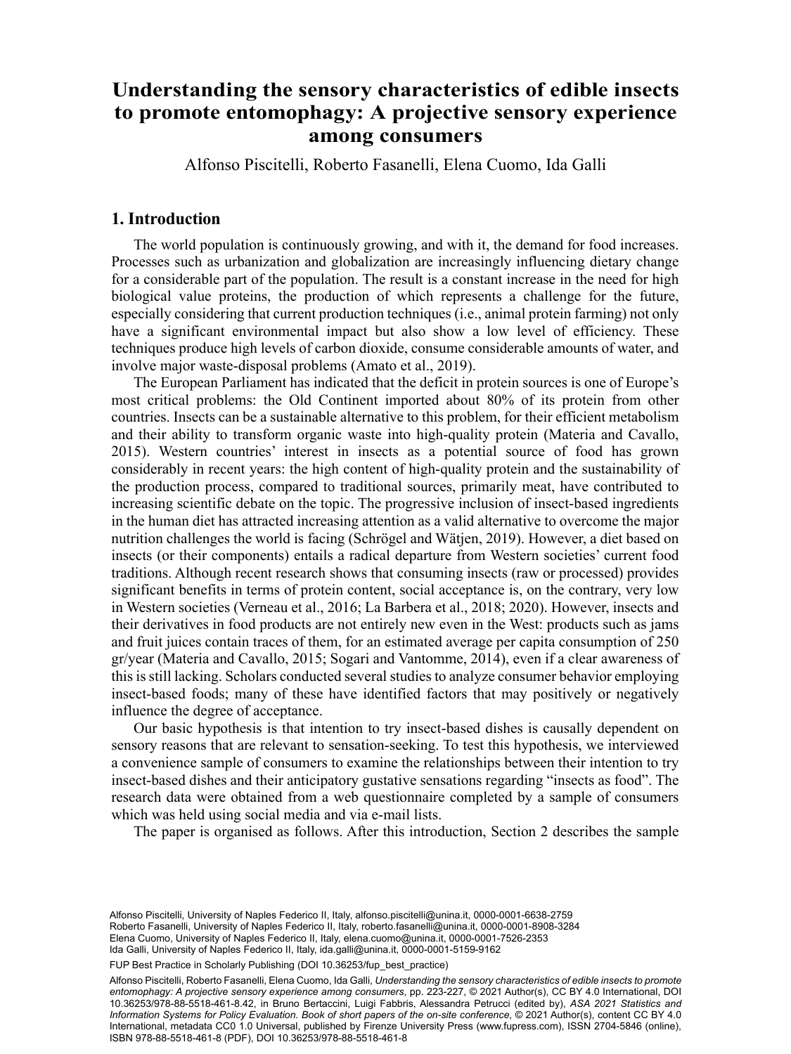# Understanding the sensory characteristics of edible insects to promote entomophagy: A projective sensory experience among consumers

Alfonso Piscitelli, Roberto Fasanelli, Elena Cuomo, Ida Galli

## 1. Introduction

The world population is continuously growing, and with it, the demand for food increases. Processes such as urbanization and globalization are increasingly influencing dietary change for a considerable part of the population. The result is a constant increase in the need for high biological value proteins, the production of which represents a challenge for the future, especially considering that current production techniques (i.e., animal protein farming) not only have a significant environmental impact but also show a low level of efficiency. These techniques produce high levels of carbon dioxide, consume considerable amounts of water, and involve major waste-disposal problems (Amato et al., 2019).

The European Parliament has indicated that the deficit in protein sources is one of Europe's most critical problems: the Old Continent imported about 80% of its protein from other countries. Insects can be a sustainable alternative to this problem, for their efficient metabolism and their ability to transform organic waste into high-quality protein (Materia and Cavallo, 2015). Western countries' interest in insects as a potential source of food has grown considerably in recent years: the high content of high-quality protein and the sustainability of the production process, compared to traditional sources, primarily meat, have contributed to increasing scientific debate on the topic. The progressive inclusion of insect-based ingredients in the human diet has attracted increasing attention as a valid alternative to overcome the major nutrition challenges the world is facing (Schrögel and Wätjen, 2019). However, a diet based on insects (or their components) entails a radical departure from Western societies' current food traditions. Although recent research shows that consuming insects (raw or processed) provides significant benefits in terms of protein content, social acceptance is, on the contrary, very low in Western societies (Verneau et al., 2016; La Barbera et al., 2018; 2020). However, insects and their derivatives in food products are not entirely new even in the West: products such as jams and fruit juices contain traces of them, for an estimated average per capita consumption of 250 gr/year (Materia and Cavallo, 2015; Sogari and Vantomme, 2014), even if a clear awareness of this is still lacking. Scholars conducted several studies to analyze consumer behavior employing insect-based foods; many of these have identified factors that may positively or negatively influence the degree of acceptance.

Our basic hypothesis is that intention to try insect-based dishes is causally dependent on sensory reasons that are relevant to sensation-seeking. To test this hypothesis, we interviewed a convenience sample of consumers to examine the relationships between their intention to try insect-based dishes and their anticipatory gustative sensations regarding "insects as food". The research data were obtained from a web questionnaire completed by a sample of consumers which was held using social media and via e-mail lists.

The paper is organised as follows. After this introduction, Section 2 describes the sample

---

Alfonso Piscitelli, University of Naples Federico II, Italy, alfonso.piscitelli@unina.it, 0000-0001-6638-2759
Roberto Fasanelli, University of Naples Federico II, Italy, roberto.fasanelli@unina.it, 0000-0001-8908-3284
Elena Cuomo, University of Naples Federico II, Italy, elena.cuomo@unina.it, 0000-0001-7526-2353
Ida Galli, University of Naples Federico II, Italy, ida.galli@unina.it, 0000-0001-5159-9162

FUP Best Practice in Scholarly Publishing (DOI 10.36253/fup_best_practice)

Alfonso Piscitelli, Roberto Fasanelli, Elena Cuomo, Ida Galli, *Understanding the sensory characteristics of edible insects to promote entomophagy: A projective sensory experience among consumers*, pp. 223-227, © 2021 Author(s), CC BY 4.0 International, DOI 10.36253/978-88-5518-461-8.42, in Bruno Bertaccini, Luigi Fabbris, Alessandra Petrucci (edited by), *ASA 2021 Statistics and Information Systems for Policy Evaluation. Book of short papers of the on-site conference*, © 2021 Author(s), content CC BY 4.0 International, metadata CC0 1.0 Universal, published by Firenze University Press (www.fupress.com), ISSN 2704-5846 (online), ISBN 978-88-5518-461-8 (PDF), DOI 10.36253/978-88-5518-461-8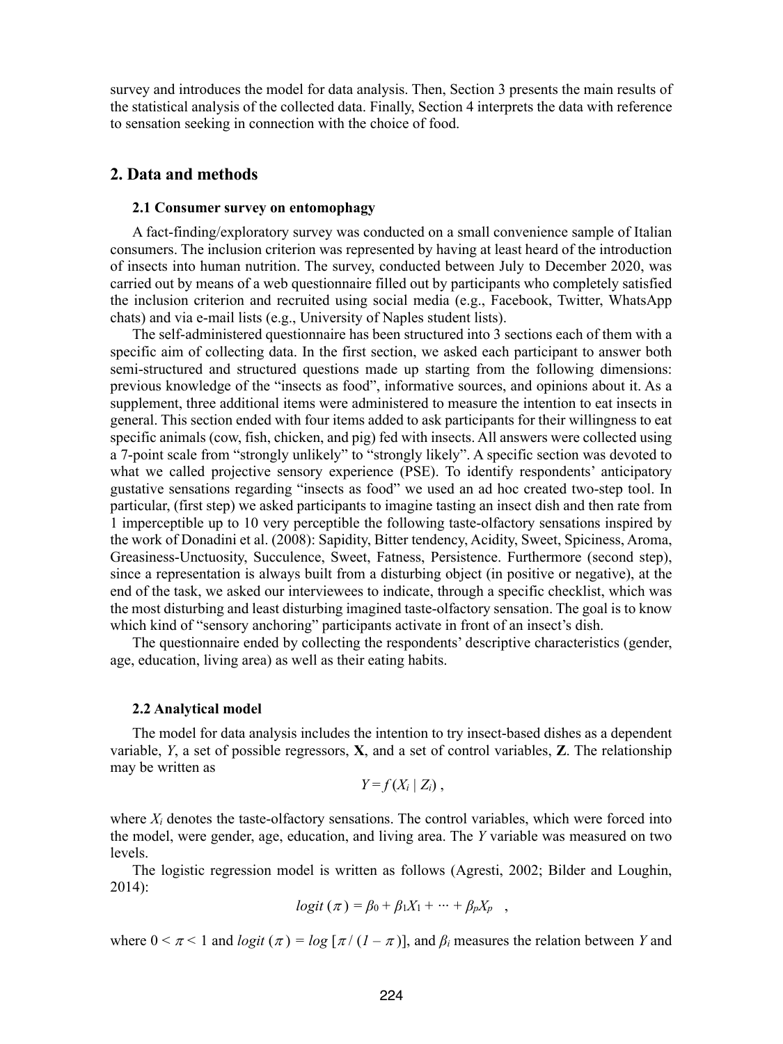survey and introduces the model for data analysis. Then, Section 3 presents the main results of the statistical analysis of the collected data. Finally, Section 4 interprets the data with reference to sensation seeking in connection with the choice of food.

## 2. Data and methods

### 2.1 Consumer survey on entomophagy

A fact-finding/exploratory survey was conducted on a small convenience sample of Italian consumers. The inclusion criterion was represented by having at least heard of the introduction of insects into human nutrition. The survey, conducted between July to December 2020, was carried out by means of a web questionnaire filled out by participants who completely satisfied the inclusion criterion and recruited using social media (e.g., Facebook, Twitter, WhatsApp chats) and via e-mail lists (e.g., University of Naples student lists).

The self-administered questionnaire has been structured into 3 sections each of them with a specific aim of collecting data. In the first section, we asked each participant to answer both semi-structured and structured questions made up starting from the following dimensions: previous knowledge of the "insects as food", informative sources, and opinions about it. As a supplement, three additional items were administered to measure the intention to eat insects in general. This section ended with four items added to ask participants for their willingness to eat specific animals (cow, fish, chicken, and pig) fed with insects. All answers were collected using a 7-point scale from "strongly unlikely" to "strongly likely". A specific section was devoted to what we called projective sensory experience (PSE). To identify respondents' anticipatory gustative sensations regarding "insects as food" we used an ad hoc created two-step tool. In particular, (first step) we asked participants to imagine tasting an insect dish and then rate from 1 imperceptible up to 10 very perceptible the following taste-olfactory sensations inspired by the work of Donadini et al. (2008): Sapidity, Bitter tendency, Acidity, Sweet, Spiciness, Aroma, Greasiness-Unctuosity, Succulence, Sweet, Fatness, Persistence. Furthermore (second step), since a representation is always built from a disturbing object (in positive or negative), at the end of the task, we asked our interviewees to indicate, through a specific checklist, which was the most disturbing and least disturbing imagined taste-olfactory sensation. The goal is to know which kind of "sensory anchoring" participants activate in front of an insect's dish.

The questionnaire ended by collecting the respondents' descriptive characteristics (gender, age, education, living area) as well as their eating habits.

### 2.2 Analytical model

The model for data analysis includes the intention to try insect-based dishes as a dependent variable, $Y$, a set of possible regressors, $\mathbf{X}$, and a set of control variables, $\mathbf{Z}$. The relationship may be written as

$$Y = f\,(X_i \mid Z_i)\ ,$$

where $X_i$ denotes the taste-olfactory sensations. The control variables, which were forced into the model, were gender, age, education, and living area. The $Y$ variable was measured on two levels.

The logistic regression model is written as follows (Agresti, 2002; Bilder and Loughin, 2014):

$$logit\,(\pi) = \beta_0 + \beta_1 X_1 + \cdots + \beta_p X_p \quad ,$$

where $0 < \pi < 1$ and $logit\,(\pi) = log\,[\pi / (1 - \pi)]$, and $\beta_i$ measures the relation between $Y$ and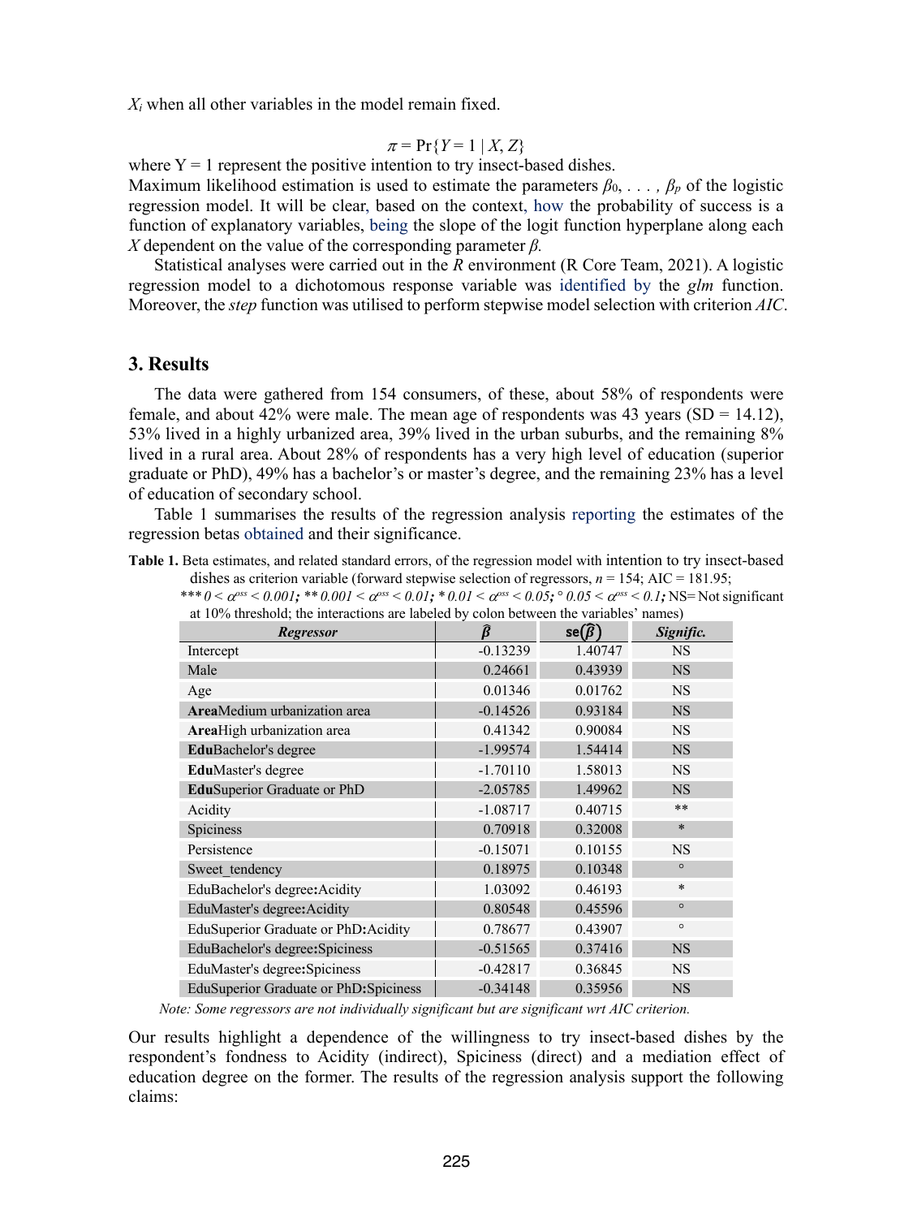$X_i$ when all other variables in the model remain fixed.

$$\pi = \Pr\{Y = 1 \mid X, Z\}$$

where Y = 1 represent the positive intention to try insect-based dishes.
Maximum likelihood estimation is used to estimate the parameters $\beta_0, \ldots, \beta_p$ of the logistic regression model. It will be clear, based on the context, how the probability of success is a function of explanatory variables, being the slope of the logit function hyperplane along each $X$ dependent on the value of the corresponding parameter $\beta$.

Statistical analyses were carried out in the *R* environment (R Core Team, 2021). A logistic regression model to a dichotomous response variable was identified by the *glm* function. Moreover, the *step* function was utilised to perform stepwise model selection with criterion *AIC*.

## 3. Results

The data were gathered from 154 consumers, of these, about 58% of respondents were female, and about 42% were male. The mean age of respondents was 43 years (SD = 14.12), 53% lived in a highly urbanized area, 39% lived in the urban suburbs, and the remaining 8% lived in a rural area. About 28% of respondents has a very high level of education (superior graduate or PhD), 49% has a bachelor's or master's degree, and the remaining 23% has a level of education of secondary school.

Table 1 summarises the results of the regression analysis reporting the estimates of the regression betas obtained and their significance.

**Table 1.** Beta estimates, and related standard errors, of the regression model with intention to try insect-based dishes as criterion variable (forward stepwise selection of regressors, $n$ = 154; AIC = 181.95; *\*\*\* $0 < \alpha^{oss} < 0.001$; \*\* $0.001 < \alpha^{oss} < 0.01$; \* $0.01 < \alpha^{oss} < 0.05$; ° $0.05 < \alpha^{oss} < 0.1$;* NS= Not significant at 10% threshold; the interactions are labeled by colon between the variables' names)

| *Regressor* | $\hat{\beta}$ | $se(\hat{\beta})$ | *Signific.* |
|---|---|---|---|
| Intercept | -0.13239 | 1.40747 | NS |
| Male | 0.24661 | 0.43939 | NS |
| Age | 0.01346 | 0.01762 | NS |
| **Area**Medium urbanization area | -0.14526 | 0.93184 | NS |
| **Area**High urbanization area | 0.41342 | 0.90084 | NS |
| **Edu**Bachelor's degree | -1.99574 | 1.54414 | NS |
| **Edu**Master's degree | -1.70110 | 1.58013 | NS |
| **Edu**Superior Graduate or PhD | -2.05785 | 1.49962 | NS |
| Acidity | -1.08717 | 0.40715 | ** |
| Spiciness | 0.70918 | 0.32008 | * |
| Persistence | -0.15071 | 0.10155 | NS |
| Sweet_tendency | 0.18975 | 0.10348 | ° |
| EduBachelor's degree**:**Acidity | 1.03092 | 0.46193 | * |
| EduMaster's degree**:**Acidity | 0.80548 | 0.45596 | ° |
| EduSuperior Graduate or PhD**:**Acidity | 0.78677 | 0.43907 | ° |
| EduBachelor's degree**:**Spiciness | -0.51565 | 0.37416 | NS |
| EduMaster's degree**:**Spiciness | -0.42817 | 0.36845 | NS |
| EduSuperior Graduate or PhD**:**Spiciness | -0.34148 | 0.35956 | NS |

*Note: Some regressors are not individually significant but are significant wrt AIC criterion.*

Our results highlight a dependence of the willingness to try insect-based dishes by the respondent's fondness to Acidity (indirect), Spiciness (direct) and a mediation effect of education degree on the former. The results of the regression analysis support the following claims: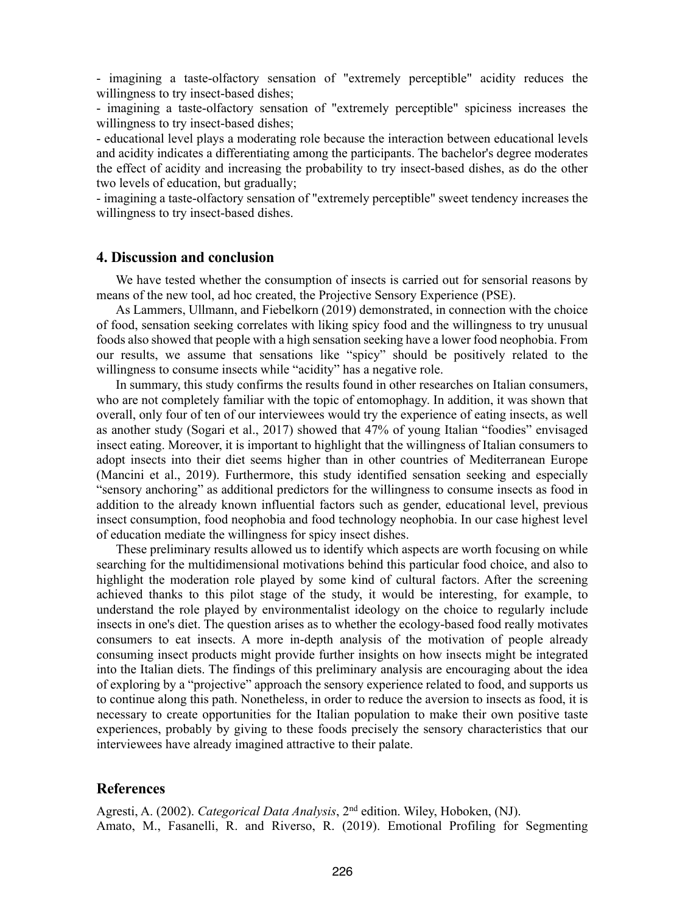- imagining a taste-olfactory sensation of "extremely perceptible" acidity reduces the willingness to try insect-based dishes;
- imagining a taste-olfactory sensation of "extremely perceptible" spiciness increases the willingness to try insect-based dishes;
- educational level plays a moderating role because the interaction between educational levels and acidity indicates a differentiating among the participants. The bachelor's degree moderates the effect of acidity and increasing the probability to try insect-based dishes, as do the other two levels of education, but gradually;
- imagining a taste-olfactory sensation of "extremely perceptible" sweet tendency increases the willingness to try insect-based dishes.

## 4. Discussion and conclusion

We have tested whether the consumption of insects is carried out for sensorial reasons by means of the new tool, ad hoc created, the Projective Sensory Experience (PSE).

As Lammers, Ullmann, and Fiebelkorn (2019) demonstrated, in connection with the choice of food, sensation seeking correlates with liking spicy food and the willingness to try unusual foods also showed that people with a high sensation seeking have a lower food neophobia. From our results, we assume that sensations like "spicy" should be positively related to the willingness to consume insects while "acidity" has a negative role.

In summary, this study confirms the results found in other researches on Italian consumers, who are not completely familiar with the topic of entomophagy. In addition, it was shown that overall, only four of ten of our interviewees would try the experience of eating insects, as well as another study (Sogari et al., 2017) showed that 47% of young Italian "foodies" envisaged insect eating. Moreover, it is important to highlight that the willingness of Italian consumers to adopt insects into their diet seems higher than in other countries of Mediterranean Europe (Mancini et al., 2019). Furthermore, this study identified sensation seeking and especially "sensory anchoring" as additional predictors for the willingness to consume insects as food in addition to the already known influential factors such as gender, educational level, previous insect consumption, food neophobia and food technology neophobia. In our case highest level of education mediate the willingness for spicy insect dishes.

These preliminary results allowed us to identify which aspects are worth focusing on while searching for the multidimensional motivations behind this particular food choice, and also to highlight the moderation role played by some kind of cultural factors. After the screening achieved thanks to this pilot stage of the study, it would be interesting, for example, to understand the role played by environmentalist ideology on the choice to regularly include insects in one's diet. The question arises as to whether the ecology-based food really motivates consumers to eat insects. A more in-depth analysis of the motivation of people already consuming insect products might provide further insights on how insects might be integrated into the Italian diets. The findings of this preliminary analysis are encouraging about the idea of exploring by a "projective" approach the sensory experience related to food, and supports us to continue along this path. Nonetheless, in order to reduce the aversion to insects as food, it is necessary to create opportunities for the Italian population to make their own positive taste experiences, probably by giving to these foods precisely the sensory characteristics that our interviewees have already imagined attractive to their palate.

## References

Agresti, A. (2002). *Categorical Data Analysis*, 2nd edition. Wiley, Hoboken, (NJ).

Amato, M., Fasanelli, R. and Riverso, R. (2019). Emotional Profiling for Segmenting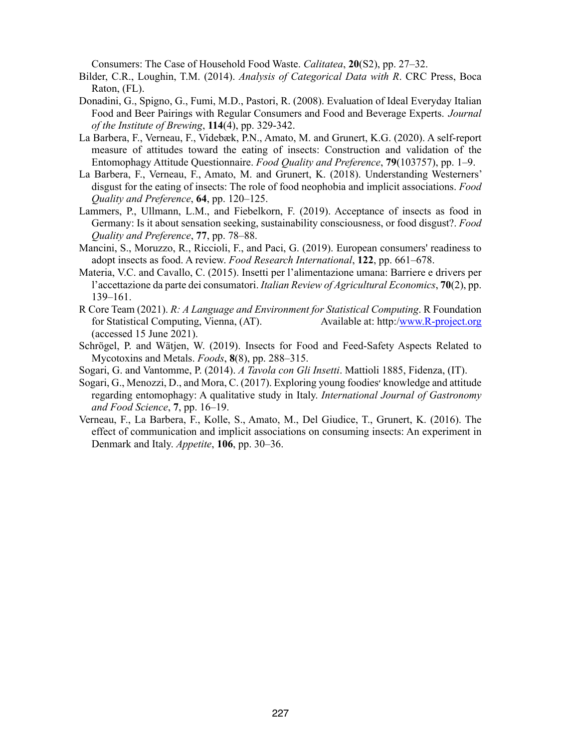Consumers: The Case of Household Food Waste. *Calitatea*, **20**(S2), pp. 27–32.

Bilder, C.R., Loughin, T.M. (2014). *Analysis of Categorical Data with R*. CRC Press, Boca Raton, (FL).

Donadini, G., Spigno, G., Fumi, M.D., Pastori, R. (2008). Evaluation of Ideal Everyday Italian Food and Beer Pairings with Regular Consumers and Food and Beverage Experts. *Journal of the Institute of Brewing*, **114**(4), pp. 329-342.

La Barbera, F., Verneau, F., Videbæk, P.N., Amato, M. and Grunert, K.G. (2020). A self-report measure of attitudes toward the eating of insects: Construction and validation of the Entomophagy Attitude Questionnaire. *Food Quality and Preference*, **79**(103757), pp. 1–9.

La Barbera, F., Verneau, F., Amato, M. and Grunert, K. (2018). Understanding Westerners' disgust for the eating of insects: The role of food neophobia and implicit associations. *Food Quality and Preference*, **64**, pp. 120–125.

Lammers, P., Ullmann, L.M., and Fiebelkorn, F. (2019). Acceptance of insects as food in Germany: Is it about sensation seeking, sustainability consciousness, or food disgust?. *Food Quality and Preference*, **77**, pp. 78–88.

Mancini, S., Moruzzo, R., Riccioli, F., and Paci, G. (2019). European consumers' readiness to adopt insects as food. A review. *Food Research International*, **122**, pp. 661–678.

Materia, V.C. and Cavallo, C. (2015). Insetti per l'alimentazione umana: Barriere e drivers per l'accettazione da parte dei consumatori. *Italian Review of Agricultural Economics*, **70**(2), pp. 139–161.

R Core Team (2021). *R: A Language and Environment for Statistical Computing*. R Foundation for Statistical Computing, Vienna, (AT). Available at: http:/www.R-project.org (accessed 15 June 2021).

Schrögel, P. and Wätjen, W. (2019). Insects for Food and Feed-Safety Aspects Related to Mycotoxins and Metals. *Foods*, **8**(8), pp. 288–315.

Sogari, G. and Vantomme, P. (2014). *A Tavola con Gli Insetti*. Mattioli 1885, Fidenza, (IT).

Sogari, G., Menozzi, D., and Mora, C. (2017). Exploring young foodies' knowledge and attitude regarding entomophagy: A qualitative study in Italy. *International Journal of Gastronomy and Food Science*, **7**, pp. 16–19.

Verneau, F., La Barbera, F., Kolle, S., Amato, M., Del Giudice, T., Grunert, K. (2016). The effect of communication and implicit associations on consuming insects: An experiment in Denmark and Italy. *Appetite*, **106**, pp. 30–36.